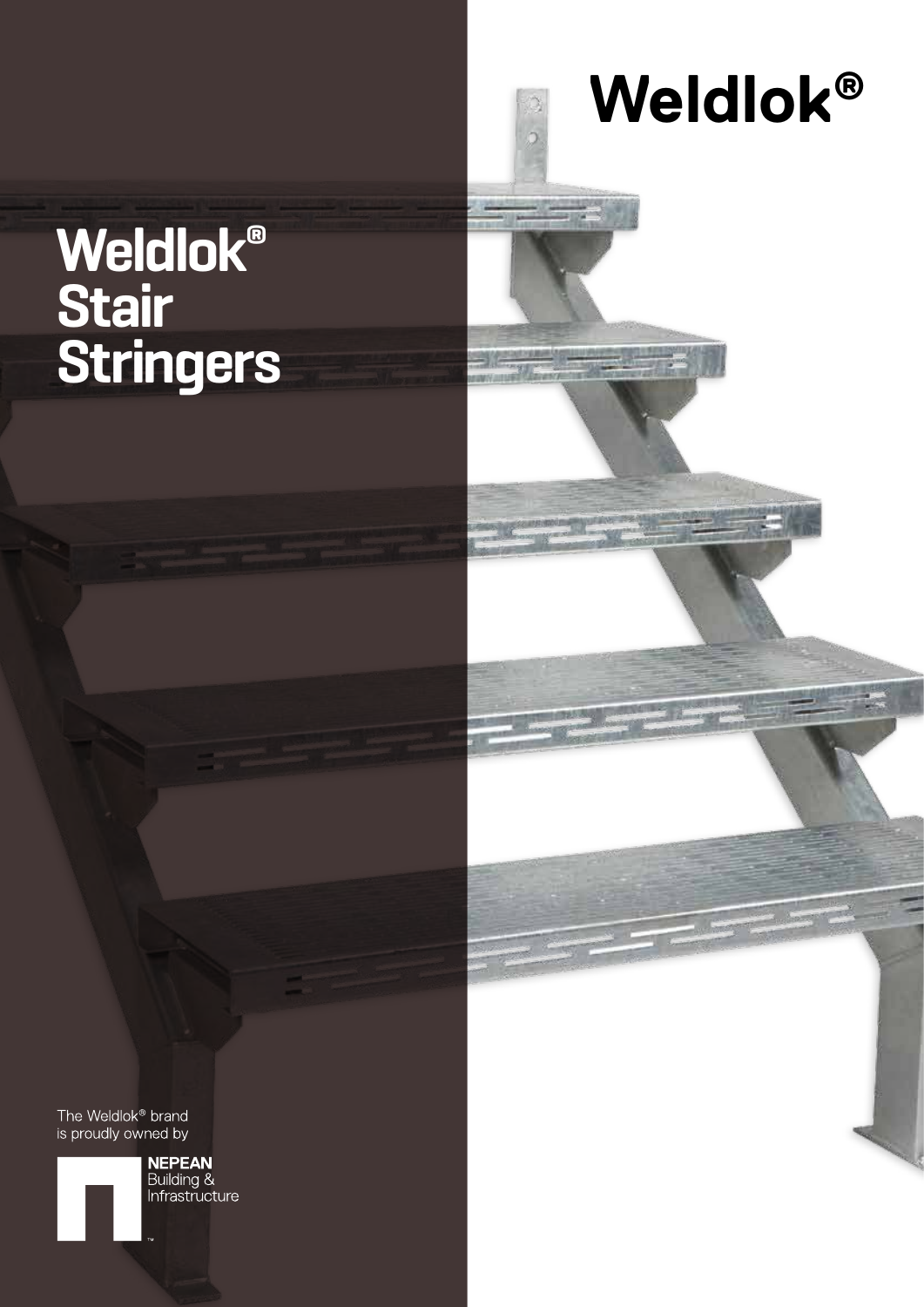# Weldlok®

# Weldlok® Stair Stringers

The Weldlok® brand is proudly owned by

NEPEAN Building & Infrastructure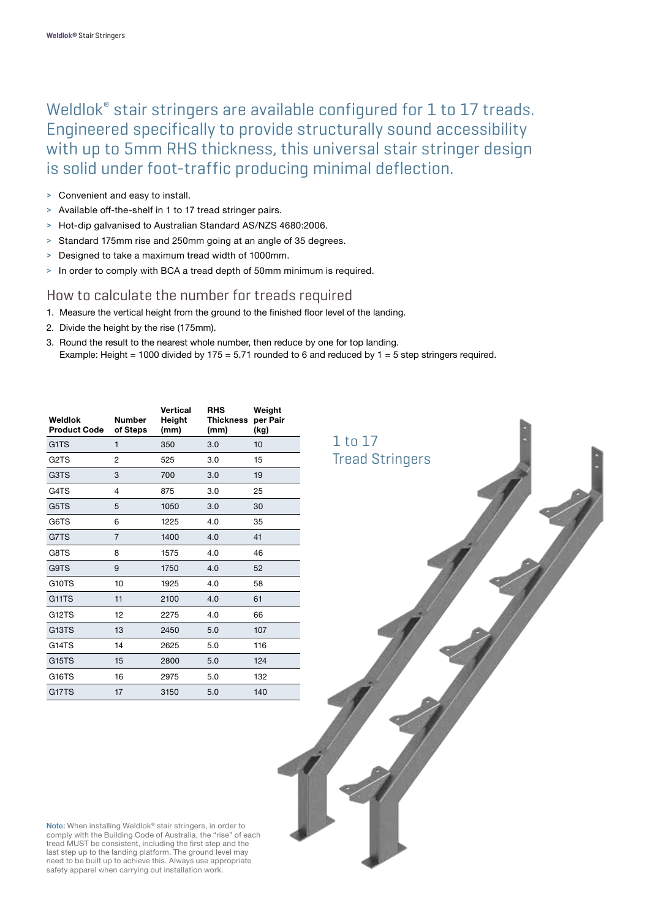Weldlok® stair stringers are available configured for 1 to 17 treads. Engineered specifically to provide structurally sound accessibility with up to 5mm RHS thickness, this universal stair stringer design is solid under foot-traffic producing minimal deflection.

- Convenient and easy to install.
- Available off-the-shelf in 1 to 17 tread stringer pairs.
- Hot-dip galvanised to Australian Standard AS/NZS 4680:2006.
- Standard 175mm rise and 250mm going at an angle of 35 degrees.
- Designed to take a maximum tread width of 1000mm.
- In order to comply with BCA a tread depth of 50mm minimum is required.

## How to calculate the number for treads required

1. Measure the vertical height from the ground to the finished floor level of the landing.
2. Divide the height by the rise (175mm).
3. Round the result to the nearest whole number, then reduce by one for top landing.
   Example: Height = 1000 divided by 175 = 5.71 rounded to 6 and reduced by 1 = 5 step stringers required.

| Weldlok Product Code | Number of Steps | Vertical Height (mm) | RHS Thickness (mm) | Weight per Pair (kg) |
|---|---|---|---|---|
| G1TS | 1 | 350 | 3.0 | 10 |
| G2TS | 2 | 525 | 3.0 | 15 |
| G3TS | 3 | 700 | 3.0 | 19 |
| G4TS | 4 | 875 | 3.0 | 25 |
| G5TS | 5 | 1050 | 3.0 | 30 |
| G6TS | 6 | 1225 | 4.0 | 35 |
| G7TS | 7 | 1400 | 4.0 | 41 |
| G8TS | 8 | 1575 | 4.0 | 46 |
| G9TS | 9 | 1750 | 4.0 | 52 |
| G10TS | 10 | 1925 | 4.0 | 58 |
| G11TS | 11 | 2100 | 4.0 | 61 |
| G12TS | 12 | 2275 | 4.0 | 66 |
| G13TS | 13 | 2450 | 5.0 | 107 |
| G14TS | 14 | 2625 | 5.0 | 116 |
| G15TS | 15 | 2800 | 5.0 | 124 |
| G16TS | 16 | 2975 | 5.0 | 132 |
| G17TS | 17 | 3150 | 5.0 | 140 |

1 to 17 Tread Stringers

**Note:** When installing Weldlok® stair stringers, in order to comply with the Building Code of Australia, the "rise" of each tread MUST be consistent, including the first step and the last step up to the landing platform. The ground level may need to be built up to achieve this. Always use appropriate safety apparel when carrying out installation work.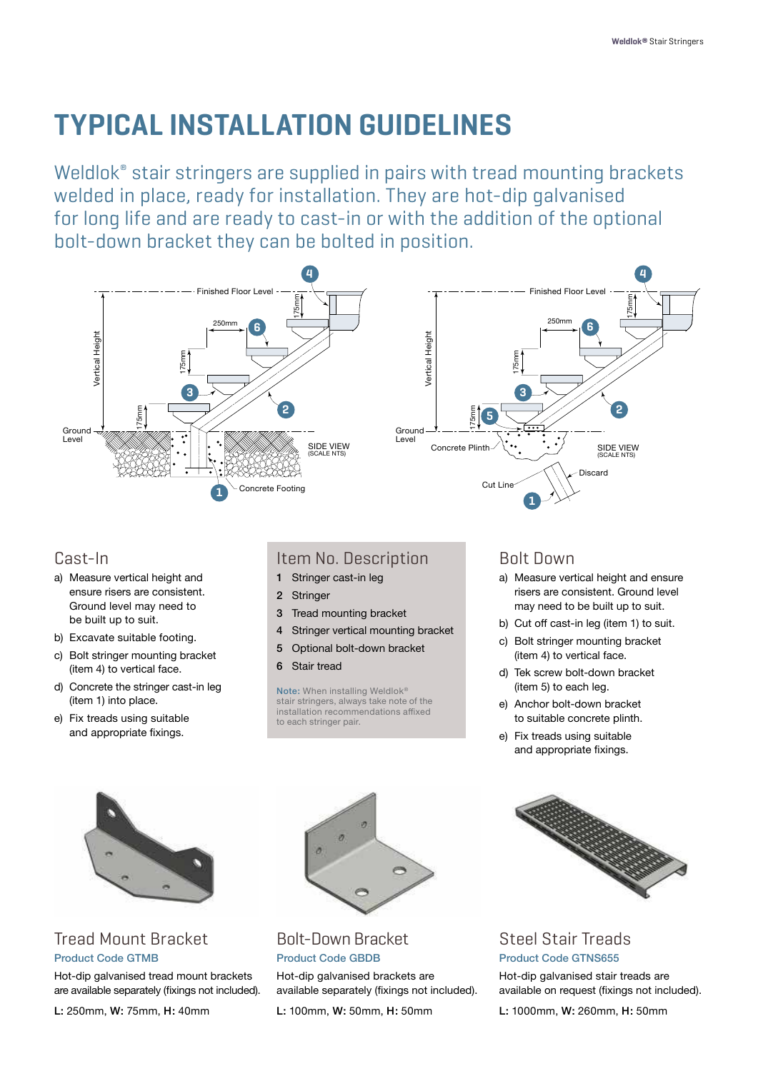# TYPICAL INSTALLATION GUIDELINES

Weldlok® stair stringers are supplied in pairs with tread mounting brackets welded in place, ready for installation. They are hot-dip galvanised for long life and are ready to cast-in or with the addition of the optional bolt-down bracket they can be bolted in position.

## Cast-In

a) Measure vertical height and ensure risers are consistent. Ground level may need to be built up to suit.

b) Excavate suitable footing.

c) Bolt stringer mounting bracket (item 4) to vertical face.

d) Concrete the stringer cast-in leg (item 1) into place.

e) Fix treads using suitable and appropriate fixings.

## Item No. Description

1 Stringer cast-in leg

2 Stringer

3 Tread mounting bracket

4 Stringer vertical mounting bracket

5 Optional bolt-down bracket

6 Stair tread

**Note:** When installing Weldlok® stair stringers, always take note of the installation recommendations affixed to each stringer pair.

## Bolt Down

a) Measure vertical height and ensure risers are consistent. Ground level may need to be built up to suit.

b) Cut off cast-in leg (item 1) to suit.

c) Bolt stringer mounting bracket (item 4) to vertical face.

d) Tek screw bolt-down bracket (item 5) to each leg.

e) Anchor bolt-down bracket to suitable concrete plinth.

e) Fix treads using suitable and appropriate fixings.

## Tread Mount Bracket

**Product Code GTMB**

Hot-dip galvanised tread mount brackets are available separately (fixings not included).

**L:** 250mm, **W:** 75mm, **H:** 40mm

## Bolt-Down Bracket

**Product Code GBDB**

Hot-dip galvanised brackets are available separately (fixings not included).

**L:** 100mm, **W:** 50mm, **H:** 50mm

## Steel Stair Treads

**Product Code GTNS655**

Hot-dip galvanised stair treads are available on request (fixings not included).

**L:** 1000mm, **W:** 260mm, **H:** 50mm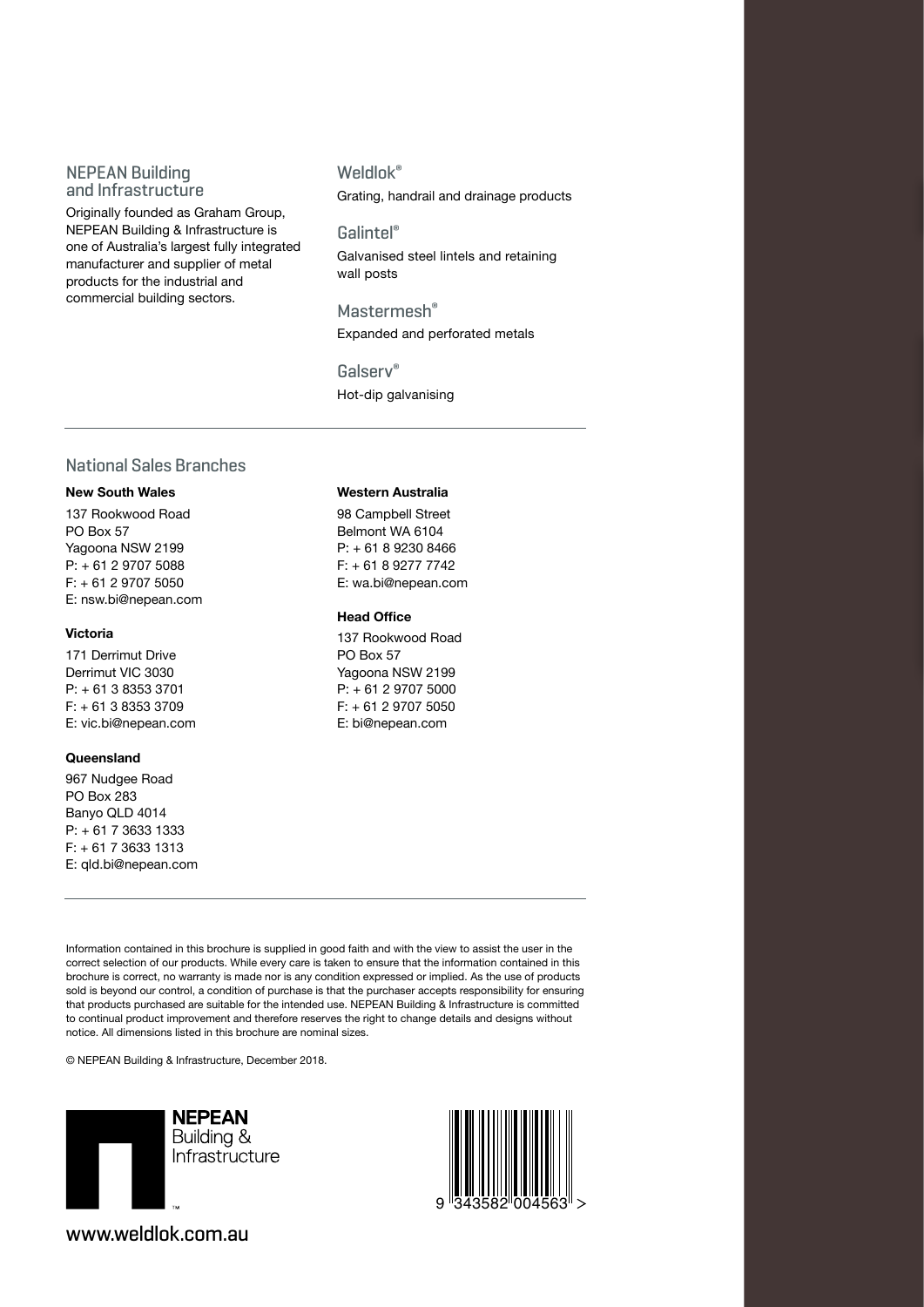## NEPEAN Building and Infrastructure

Originally founded as Graham Group, NEPEAN Building & Infrastructure is one of Australia's largest fully integrated manufacturer and supplier of metal products for the industrial and commercial building sectors.

### Weldlok®

Grating, handrail and drainage products

### Galintel®

Galvanised steel lintels and retaining wall posts

### Mastermesh®

Expanded and perforated metals

### Galserv®

Hot-dip galvanising

## National Sales Branches

**New South Wales**

137 Rookwood Road
PO Box 57
Yagoona NSW 2199
P: + 61 2 9707 5088
F: + 61 2 9707 5050
E: nsw.bi@nepean.com

**Victoria**

171 Derrimut Drive
Derrimut VIC 3030
P: + 61 3 8353 3701
F: + 61 3 8353 3709
E: vic.bi@nepean.com

**Queensland**

967 Nudgee Road
PO Box 283
Banyo QLD 4014
P: + 61 7 3633 1333
F: + 61 7 3633 1313
E: qld.bi@nepean.com

**Western Australia**

98 Campbell Street
Belmont WA 6104
P: + 61 8 9230 8466
F: + 61 8 9277 7742
E: wa.bi@nepean.com

**Head Office**

137 Rookwood Road
PO Box 57
Yagoona NSW 2199
P: + 61 2 9707 5000
F: + 61 2 9707 5050
E: bi@nepean.com

Information contained in this brochure is supplied in good faith and with the view to assist the user in the correct selection of our products. While every care is taken to ensure that the information contained in this brochure is correct, no warranty is made nor is any condition expressed or implied. As the use of products sold is beyond our control, a condition of purchase is that the purchaser accepts responsibility for ensuring that products purchased are suitable for the intended use. NEPEAN Building & Infrastructure is committed to continual product improvement and therefore reserves the right to change details and designs without notice. All dimensions listed in this brochure are nominal sizes.

© NEPEAN Building & Infrastructure, December 2018.

NEPEAN Building & Infrastructure ™

9 343582 004563 >

www.weldlok.com.au